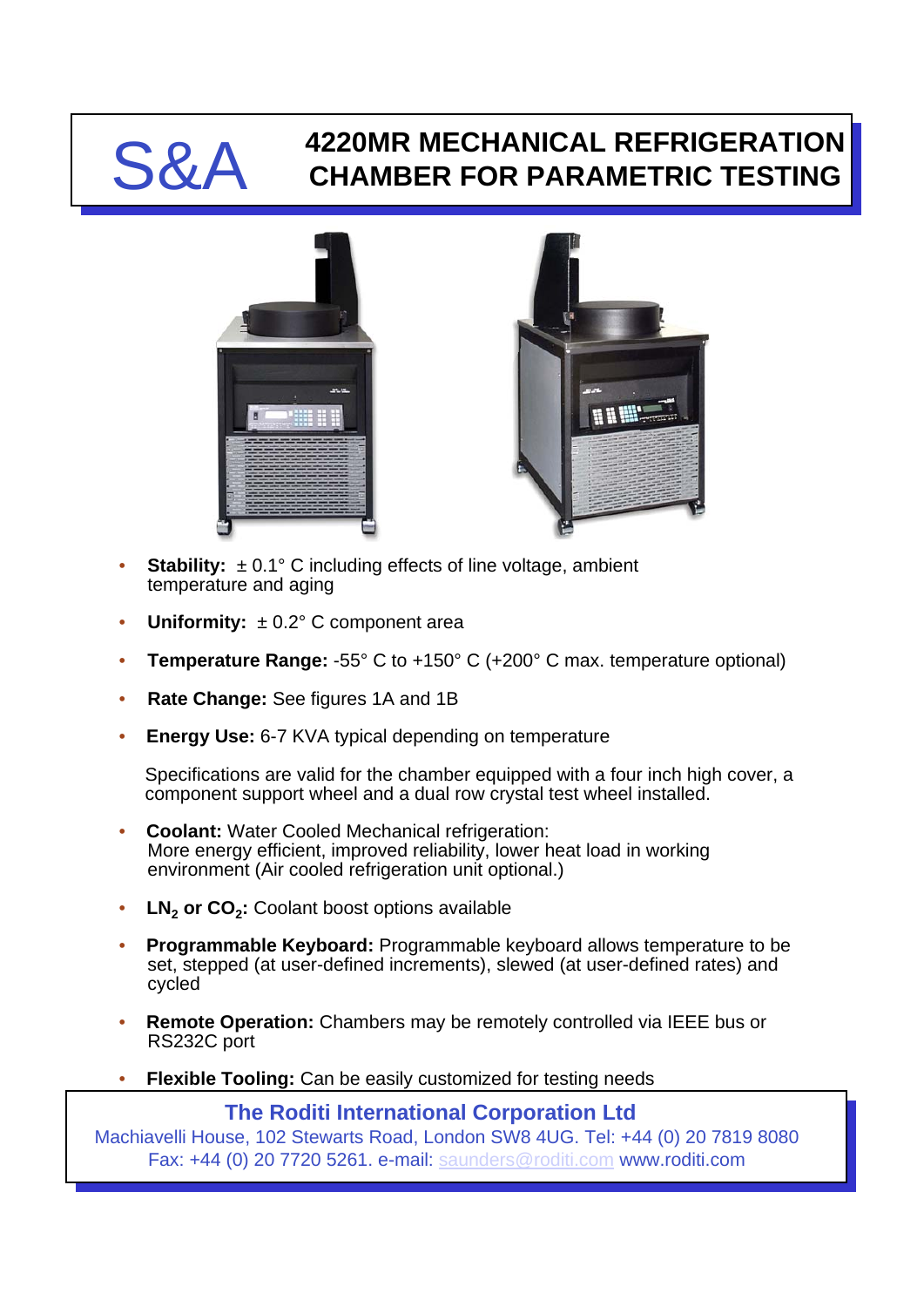S&A

# 4220MR MECHANICAL REFRIGERATION CHAMBER FOR PARAMETRIC TESTING

- **Stability:** ± 0.1° C including effects of line voltage, ambient temperature and aging
- **Uniformity:** ± 0.2° C component area
- **Temperature Range:** -55° C to +150° C (+200° C max. temperature optional)
- **Rate Change:** See figures 1A and 1B
- **Energy Use:** 6-7 KVA typical depending on temperature

  Specifications are valid for the chamber equipped with a four inch high cover, a component support wheel and a dual row crystal test wheel installed.

- **Coolant:** Water Cooled Mechanical refrigeration: More energy efficient, improved reliability, lower heat load in working environment (Air cooled refrigeration unit optional.)
- **$LN_2$ or $CO_2$:** Coolant boost options available
- **Programmable Keyboard:** Programmable keyboard allows temperature to be set, stepped (at user-defined increments), slewed (at user-defined rates) and cycled
- **Remote Operation:** Chambers may be remotely controlled via IEEE bus or RS232C port
- **Flexible Tooling:** Can be easily customized for testing needs

**The Roditi International Corporation Ltd**

Machiavelli House, 102 Stewarts Road, London SW8 4UG. Tel: +44 (0) 20 7819 8080

Fax: +44 (0) 20 7720 5261. e-mail: saunders@roditi.com www.roditi.com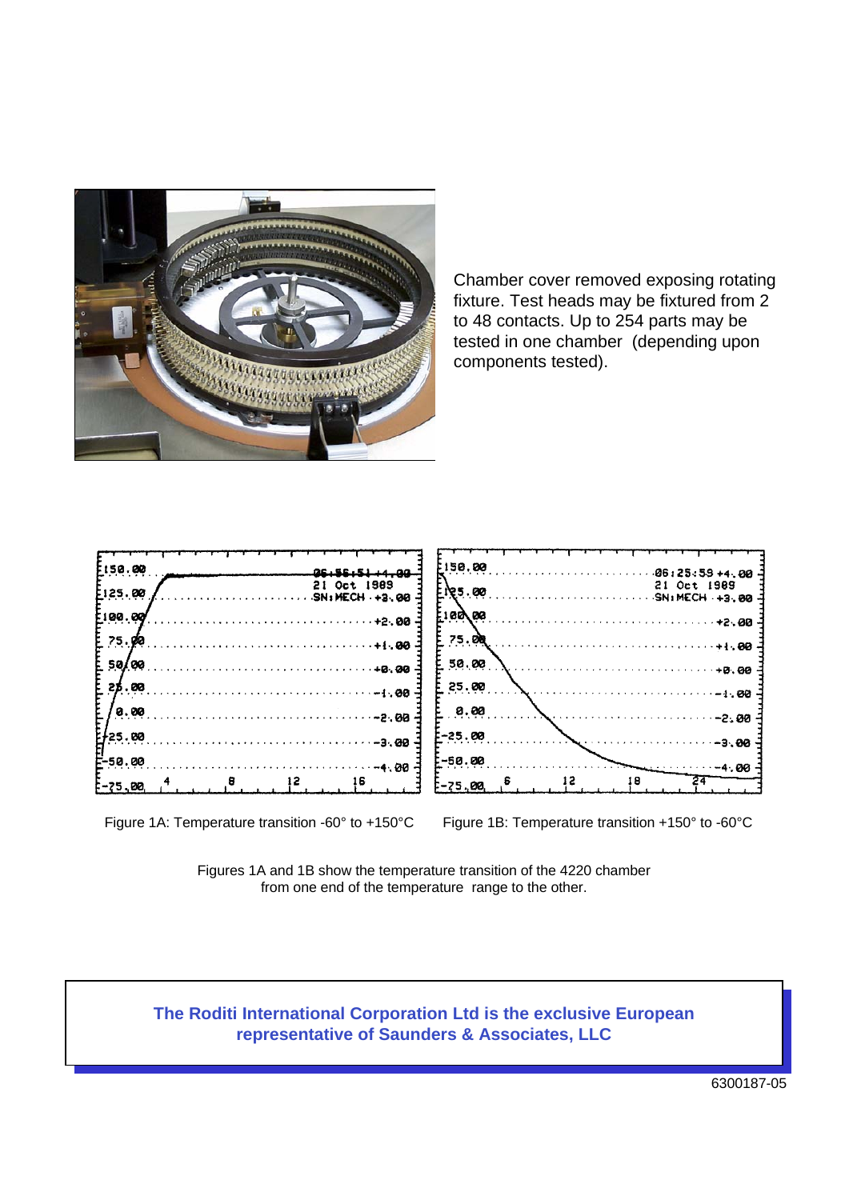Chamber cover removed exposing rotating fixture. Test heads may be fixtured from 2 to 48 contacts. Up to 254 parts may be tested in one chamber (depending upon components tested).

150.00
125.00
100.00
75.00
50.00
25.00
0.00
-25.00
-50.00
-75.00
06:55:51 +4.00
21 Oct 1989
SN:MECH +3.00
+2.00
+1.00
+0.00
-1.00
-2.00
-3.00
-4.00
4
8
12
16

Figure 1A: Temperature transition -60° to +150°C

150.00
125.00
100.00
75.00
50.00
25.00
0.00
-25.00
-50.00
-75.00
06:25:59 +4.00
21 Oct 1989
SN:MECH +3.00
+2.00
+1.00
+0.00
-1.00
-2.00
-3.00
-4.00
6
12
18
24

Figure 1B: Temperature transition +150° to -60°C

Figures 1A and 1B show the temperature transition of the 4220 chamber from one end of the temperature range to the other.

**The Roditi International Corporation Ltd is the exclusive European representative of Saunders & Associates, LLC**

6300187-05